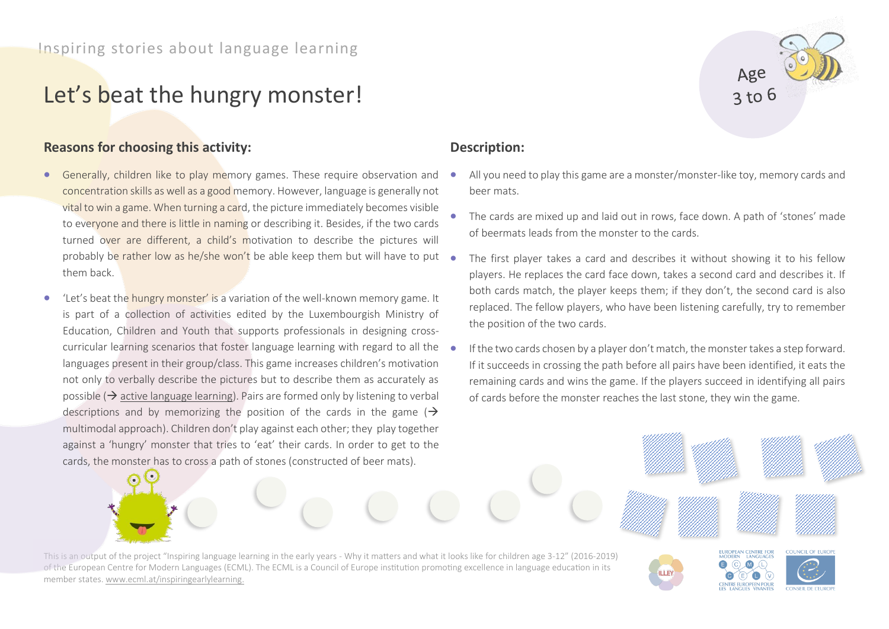Inspiring stories about language learning

# Let's beat the hungry monster!

Age 3 to 6

## Reasons for choosing this activity:

- Generally, children like to play memory games. These require observation and concentration skills as well as a good memory. However, language is generally not vital to win a game. When turning a card, the picture immediately becomes visible to everyone and there is little in naming or describing it. Besides, if the two cards turned over are different, a child's motivation to describe the pictures will probably be rather low as he/she won't be able keep them but will have to put them back.
- 'Let's beat the hungry monster' is a variation of the well-known memory game. It is part of a collection of activities edited by the Luxembourgish Ministry of Education, Children and Youth that supports professionals in designing cross-curricular learning scenarios that foster language learning with regard to all the languages present in their group/class. This game increases children's motivation not only to verbally describe the pictures but to describe them as accurately as possible (→ active language learning). Pairs are formed only by listening to verbal descriptions and by memorizing the position of the cards in the game (→ multimodal approach). Children don't play against each other; they play together against a 'hungry' monster that tries to 'eat' their cards. In order to get to the cards, the monster has to cross a path of stones (constructed of beer mats).

## Description:

- All you need to play this game are a monster/monster-like toy, memory cards and beer mats.
- The cards are mixed up and laid out in rows, face down. A path of 'stones' made of beermats leads from the monster to the cards.
- The first player takes a card and describes it without showing it to his fellow players. He replaces the card face down, takes a second card and describes it. If both cards match, the player keeps them; if they don't, the second card is also replaced. The fellow players, who have been listening carefully, try to remember the position of the two cards.
- If the two cards chosen by a player don't match, the monster takes a step forward. If it succeeds in crossing the path before all pairs have been identified, it eats the remaining cards and wins the game. If the players succeed in identifying all pairs of cards before the monster reaches the last stone, they win the game.

This is an output of the project "Inspiring language learning in the early years - Why it matters and what it looks like for children age 3-12" (2016-2019) of the European Centre for Modern Languages (ECML). The ECML is a Council of Europe institution promoting excellence in language education in its member states. www.ecml.at/inspiringearlylearning.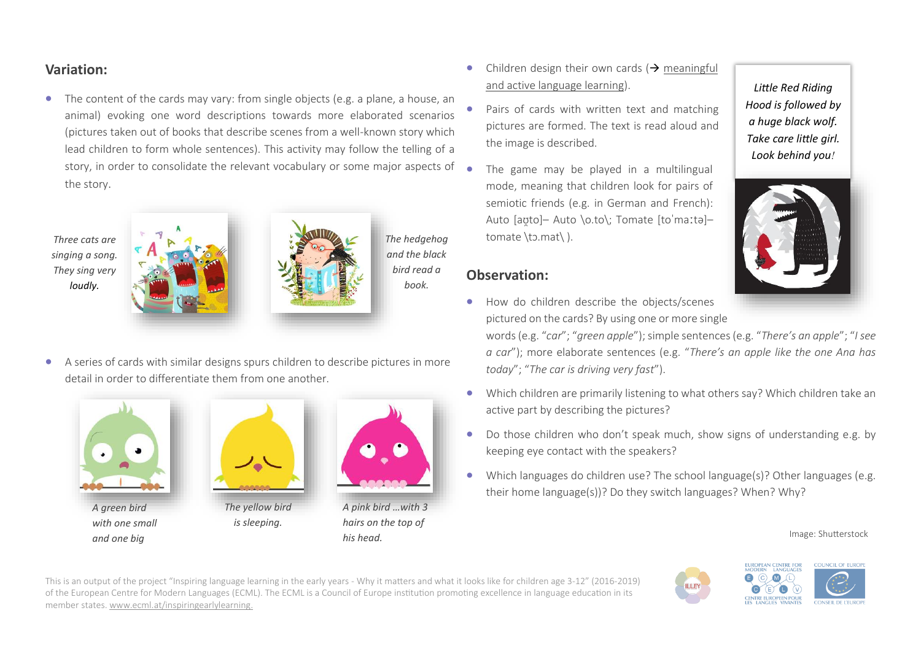## Variation:

- The content of the cards may vary: from single objects (e.g. a plane, a house, an animal) evoking one word descriptions towards more elaborated scenarios (pictures taken out of books that describe scenes from a well-known story which lead children to form whole sentences). This activity may follow the telling of a story, in order to consolidate the relevant vocabulary or some major aspects of the story.

*Three cats are singing a song. They sing very loudly.*

*The hedgehog and the black bird read a book.*

- A series of cards with similar designs spurs children to describe pictures in more detail in order to differentiate them from one another.

*A green bird with one small and one big*

*The yellow bird is sleeping.*

*A pink bird …with 3 hairs on the top of his head.*

- Children design their own cards (→ meaningful and active language learning).
- Pairs of cards with written text and matching pictures are formed. The text is read aloud and the image is described.
- The game may be played in a multilingual mode, meaning that children look for pairs of semiotic friends (e.g. in German and French): Auto [aʊ̯to]– Auto \o.to\; Tomate [toˈmaːtə]– tomate \tɔ.mat\ ).

*Little Red Riding Hood is followed by a huge black wolf. Take care little girl. Look behind you!*

## Observation:

- How do children describe the objects/scenes pictured on the cards? By using one or more single words (e.g. "*car*"; "*green apple*"); simple sentences (e.g. "*There's an apple*"; "*I see a car*"); more elaborate sentences (e.g. "*There's an apple like the one Ana has today*"; "*The car is driving very fast*").
- Which children are primarily listening to what others say? Which children take an active part by describing the pictures?
- Do those children who don't speak much, show signs of understanding e.g. by keeping eye contact with the speakers?
- Which languages do children use? The school language(s)? Other languages (e.g. their home language(s))? Do they switch languages? When? Why?

Image: Shutterstock

This is an output of the project "Inspiring language learning in the early years - Why it matters and what it looks like for children age 3-12" (2016-2019) of the European Centre for Modern Languages (ECML). The ECML is a Council of Europe institution promoting excellence in language education in its member states. www.ecml.at/inspiringearlylearning.